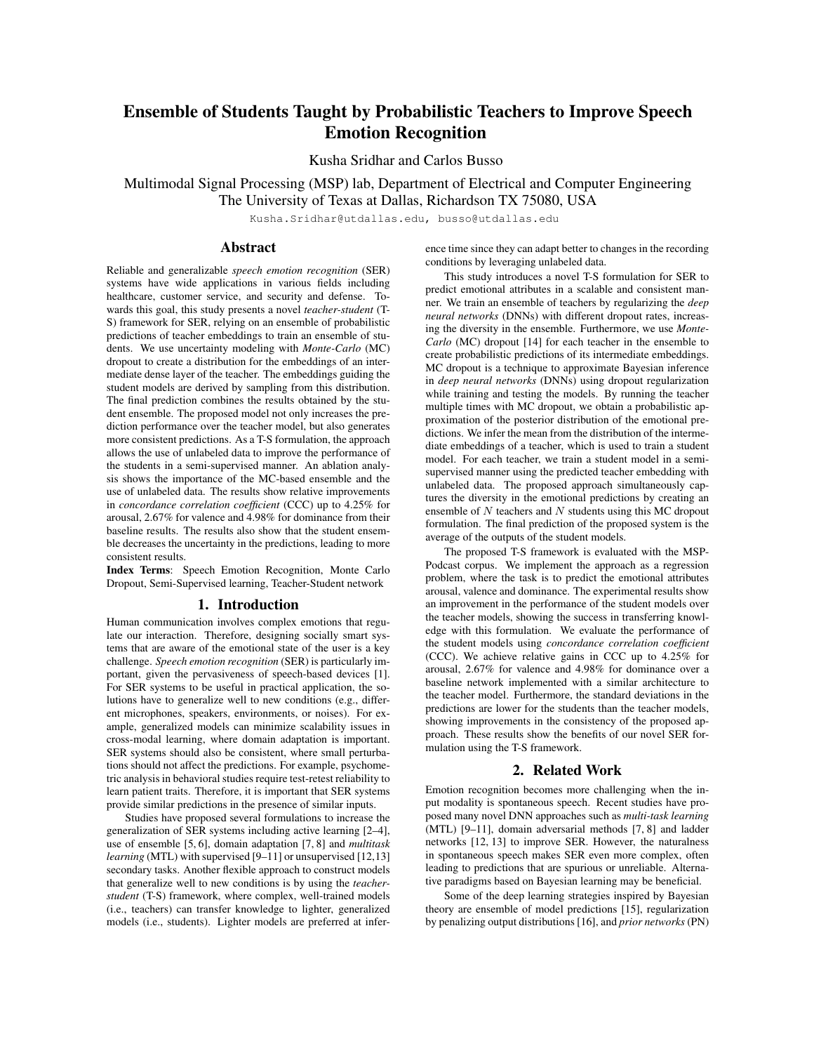# Ensemble of Students Taught by Probabilistic Teachers to Improve Speech Emotion Recognition

Kusha Sridhar and Carlos Busso

Multimodal Signal Processing (MSP) lab, Department of Electrical and Computer Engineering
The University of Texas at Dallas, Richardson TX 75080, USA

Kusha.Sridhar@utdallas.edu, busso@utdallas.edu

## Abstract

Reliable and generalizable *speech emotion recognition* (SER) systems have wide applications in various fields including healthcare, customer service, and security and defense. Towards this goal, this study presents a novel *teacher-student* (T-S) framework for SER, relying on an ensemble of probabilistic predictions of teacher embeddings to train an ensemble of students. We use uncertainty modeling with *Monte-Carlo* (MC) dropout to create a distribution for the embeddings of an intermediate dense layer of the teacher. The embeddings guiding the student models are derived by sampling from this distribution. The final prediction combines the results obtained by the student ensemble. The proposed model not only increases the prediction performance over the teacher model, but also generates more consistent predictions. As a T-S formulation, the approach allows the use of unlabeled data to improve the performance of the students in a semi-supervised manner. An ablation analysis shows the importance of the MC-based ensemble and the use of unlabeled data. The results show relative improvements in *concordance correlation coefficient* (CCC) up to 4.25% for arousal, 2.67% for valence and 4.98% for dominance from their baseline results. The results also show that the student ensemble decreases the uncertainty in the predictions, leading to more consistent results.

**Index Terms**: Speech Emotion Recognition, Monte Carlo Dropout, Semi-Supervised learning, Teacher-Student network

## 1. Introduction

Human communication involves complex emotions that regulate our interaction. Therefore, designing socially smart systems that are aware of the emotional state of the user is a key challenge. *Speech emotion recognition* (SER) is particularly important, given the pervasiveness of speech-based devices [1]. For SER systems to be useful in practical application, the solutions have to generalize well to new conditions (e.g., different microphones, speakers, environments, or noises). For example, generalized models can minimize scalability issues in cross-modal learning, where domain adaptation is important. SER systems should also be consistent, where small perturbations should not affect the predictions. For example, psychometric analysis in behavioral studies require test-retest reliability to learn patient traits. Therefore, it is important that SER systems provide similar predictions in the presence of similar inputs.

Studies have proposed several formulations to increase the generalization of SER systems including active learning [2–4], use of ensemble [5, 6], domain adaptation [7, 8] and *multitask learning* (MTL) with supervised [9–11] or unsupervised [12,13] secondary tasks. Another flexible approach to construct models that generalize well to new conditions is by using the *teacher-student* (T-S) framework, where complex, well-trained models (i.e., teachers) can transfer knowledge to lighter, generalized models (i.e., students). Lighter models are preferred at inference time since they can adapt better to changes in the recording conditions by leveraging unlabeled data.

This study introduces a novel T-S formulation for SER to predict emotional attributes in a scalable and consistent manner. We train an ensemble of teachers by regularizing the *deep neural networks* (DNNs) with different dropout rates, increasing the diversity in the ensemble. Furthermore, we use *Monte-Carlo* (MC) dropout [14] for each teacher in the ensemble to create probabilistic predictions of its intermediate embeddings. MC dropout is a technique to approximate Bayesian inference in *deep neural networks* (DNNs) using dropout regularization while training and testing the models. By running the teacher multiple times with MC dropout, we obtain a probabilistic approximation of the posterior distribution of the emotional predictions. We infer the mean from the distribution of the intermediate embeddings of a teacher, which is used to train a student model. For each teacher, we train a student model in a semi-supervised manner using the predicted teacher embedding with unlabeled data. The proposed approach simultaneously captures the diversity in the emotional predictions by creating an ensemble of $N$ teachers and $N$ students using this MC dropout formulation. The final prediction of the proposed system is the average of the outputs of the student models.

The proposed T-S framework is evaluated with the MSP-Podcast corpus. We implement the approach as a regression problem, where the task is to predict the emotional attributes arousal, valence and dominance. The experimental results show an improvement in the performance of the student models over the teacher models, showing the success in transferring knowledge with this formulation. We evaluate the performance of the student models using *concordance correlation coefficient* (CCC). We achieve relative gains in CCC up to 4.25% for arousal, 2.67% for valence and 4.98% for dominance over a baseline network implemented with a similar architecture to the teacher model. Furthermore, the standard deviations in the predictions are lower for the students than the teacher models, showing improvements in the consistency of the proposed approach. These results show the benefits of our novel SER formulation using the T-S framework.

## 2. Related Work

Emotion recognition becomes more challenging when the input modality is spontaneous speech. Recent studies have proposed many novel DNN approaches such as *multi-task learning* (MTL) [9–11], domain adversarial methods [7, 8] and ladder networks [12, 13] to improve SER. However, the naturalness in spontaneous speech makes SER even more complex, often leading to predictions that are spurious or unreliable. Alternative paradigms based on Bayesian learning may be beneficial.

Some of the deep learning strategies inspired by Bayesian theory are ensemble of model predictions [15], regularization by penalizing output distributions [16], and *prior networks* (PN)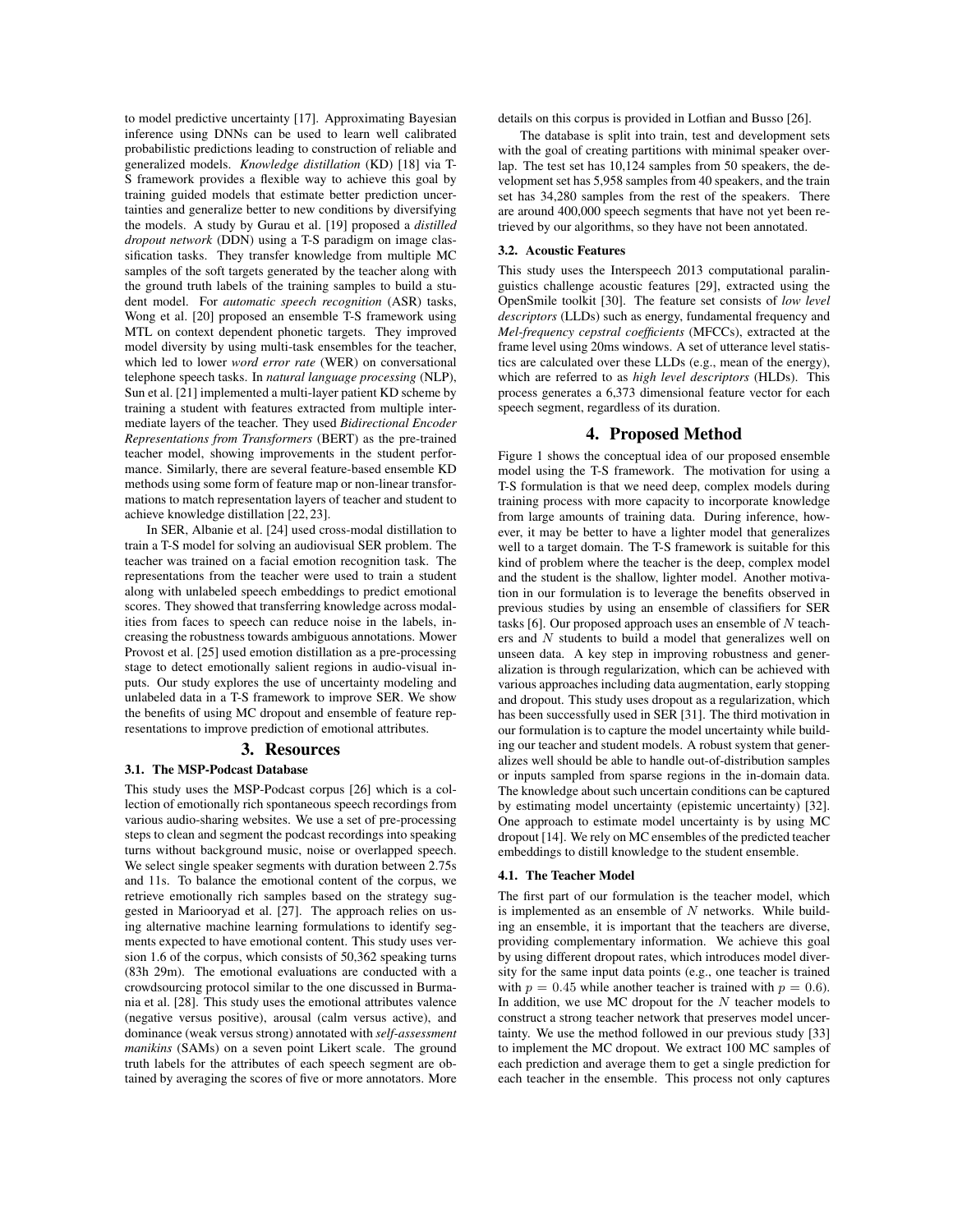to model predictive uncertainty [17]. Approximating Bayesian inference using DNNs can be used to learn well calibrated probabilistic predictions leading to construction of reliable and generalized models. *Knowledge distillation* (KD) [18] via T-S framework provides a flexible way to achieve this goal by training guided models that estimate better prediction uncertainties and generalize better to new conditions by diversifying the models. A study by Gurau et al. [19] proposed a *distilled dropout network* (DDN) using a T-S paradigm on image classification tasks. They transfer knowledge from multiple MC samples of the soft targets generated by the teacher along with the ground truth labels of the training samples to build a student model. For *automatic speech recognition* (ASR) tasks, Wong et al. [20] proposed an ensemble T-S framework using MTL on context dependent phonetic targets. They improved model diversity by using multi-task ensembles for the teacher, which led to lower *word error rate* (WER) on conversational telephone speech tasks. In *natural language processing* (NLP), Sun et al. [21] implemented a multi-layer patient KD scheme by training a student with features extracted from multiple intermediate layers of the teacher. They used *Bidirectional Encoder Representations from Transformers* (BERT) as the pre-trained teacher model, showing improvements in the student performance. Similarly, there are several feature-based ensemble KD methods using some form of feature map or non-linear transformations to match representation layers of teacher and student to achieve knowledge distillation [22, 23].

In SER, Albanie et al. [24] used cross-modal distillation to train a T-S model for solving an audiovisual SER problem. The teacher was trained on a facial emotion recognition task. The representations from the teacher were used to train a student along with unlabeled speech embeddings to predict emotional scores. They showed that transferring knowledge across modalities from faces to speech can reduce noise in the labels, increasing the robustness towards ambiguous annotations. Mower Provost et al. [25] used emotion distillation as a pre-processing stage to detect emotionally salient regions in audio-visual inputs. Our study explores the use of uncertainty modeling and unlabeled data in a T-S framework to improve SER. We show the benefits of using MC dropout and ensemble of feature representations to improve prediction of emotional attributes.

# 3. Resources

## 3.1. The MSP-Podcast Database

This study uses the MSP-Podcast corpus [26] which is a collection of emotionally rich spontaneous speech recordings from various audio-sharing websites. We use a set of pre-processing steps to clean and segment the podcast recordings into speaking turns without background music, noise or overlapped speech. We select single speaker segments with duration between 2.75s and 11s. To balance the emotional content of the corpus, we retrieve emotionally rich samples based on the strategy suggested in Mariooryad et al. [27]. The approach relies on using alternative machine learning formulations to identify segments expected to have emotional content. This study uses version 1.6 of the corpus, which consists of 50,362 speaking turns (83h 29m). The emotional evaluations are conducted with a crowdsourcing protocol similar to the one discussed in Burmania et al. [28]. This study uses the emotional attributes valence (negative versus positive), arousal (calm versus active), and dominance (weak versus strong) annotated with *self-assessment manikins* (SAMs) on a seven point Likert scale. The ground truth labels for the attributes of each speech segment are obtained by averaging the scores of five or more annotators. More details on this corpus is provided in Lotfian and Busso [26].

The database is split into train, test and development sets with the goal of creating partitions with minimal speaker overlap. The test set has 10,124 samples from 50 speakers, the development set has 5,958 samples from 40 speakers, and the train set has 34,280 samples from the rest of the speakers. There are around 400,000 speech segments that have not yet been retrieved by our algorithms, so they have not been annotated.

## 3.2. Acoustic Features

This study uses the Interspeech 2013 computational paralinguistics challenge acoustic features [29], extracted using the OpenSmile toolkit [30]. The feature set consists of *low level descriptors* (LLDs) such as energy, fundamental frequency and *Mel-frequency cepstral coefficients* (MFCCs), extracted at the frame level using 20ms windows. A set of utterance level statistics are calculated over these LLDs (e.g., mean of the energy), which are referred to as *high level descriptors* (HLDs). This process generates a 6,373 dimensional feature vector for each speech segment, regardless of its duration.

# 4. Proposed Method

Figure 1 shows the conceptual idea of our proposed ensemble model using the T-S framework. The motivation for using a T-S formulation is that we need deep, complex models during training process with more capacity to incorporate knowledge from large amounts of training data. During inference, however, it may be better to have a lighter model that generalizes well to a target domain. The T-S framework is suitable for this kind of problem where the teacher is the deep, complex model and the student is the shallow, lighter model. Another motivation in our formulation is to leverage the benefits observed in previous studies by using an ensemble of classifiers for SER tasks [6]. Our proposed approach uses an ensemble of $N$ teachers and $N$ students to build a model that generalizes well on unseen data. A key step in improving robustness and generalization is through regularization, which can be achieved with various approaches including data augmentation, early stopping and dropout. This study uses dropout as a regularization, which has been successfully used in SER [31]. The third motivation in our formulation is to capture the model uncertainty while building our teacher and student models. A robust system that generalizes well should be able to handle out-of-distribution samples or inputs sampled from sparse regions in the in-domain data. The knowledge about such uncertain conditions can be captured by estimating model uncertainty (epistemic uncertainty) [32]. One approach to estimate model uncertainty is by using MC dropout [14]. We rely on MC ensembles of the predicted teacher embeddings to distill knowledge to the student ensemble.

## 4.1. The Teacher Model

The first part of our formulation is the teacher model, which is implemented as an ensemble of $N$ networks. While building an ensemble, it is important that the teachers are diverse, providing complementary information. We achieve this goal by using different dropout rates, which introduces model diversity for the same input data points (e.g., one teacher is trained with $p = 0.45$ while another teacher is trained with $p = 0.6$). In addition, we use MC dropout for the $N$ teacher models to construct a strong teacher network that preserves model uncertainty. We use the method followed in our previous study [33] to implement the MC dropout. We extract 100 MC samples of each prediction and average them to get a single prediction for each teacher in the ensemble. This process not only captures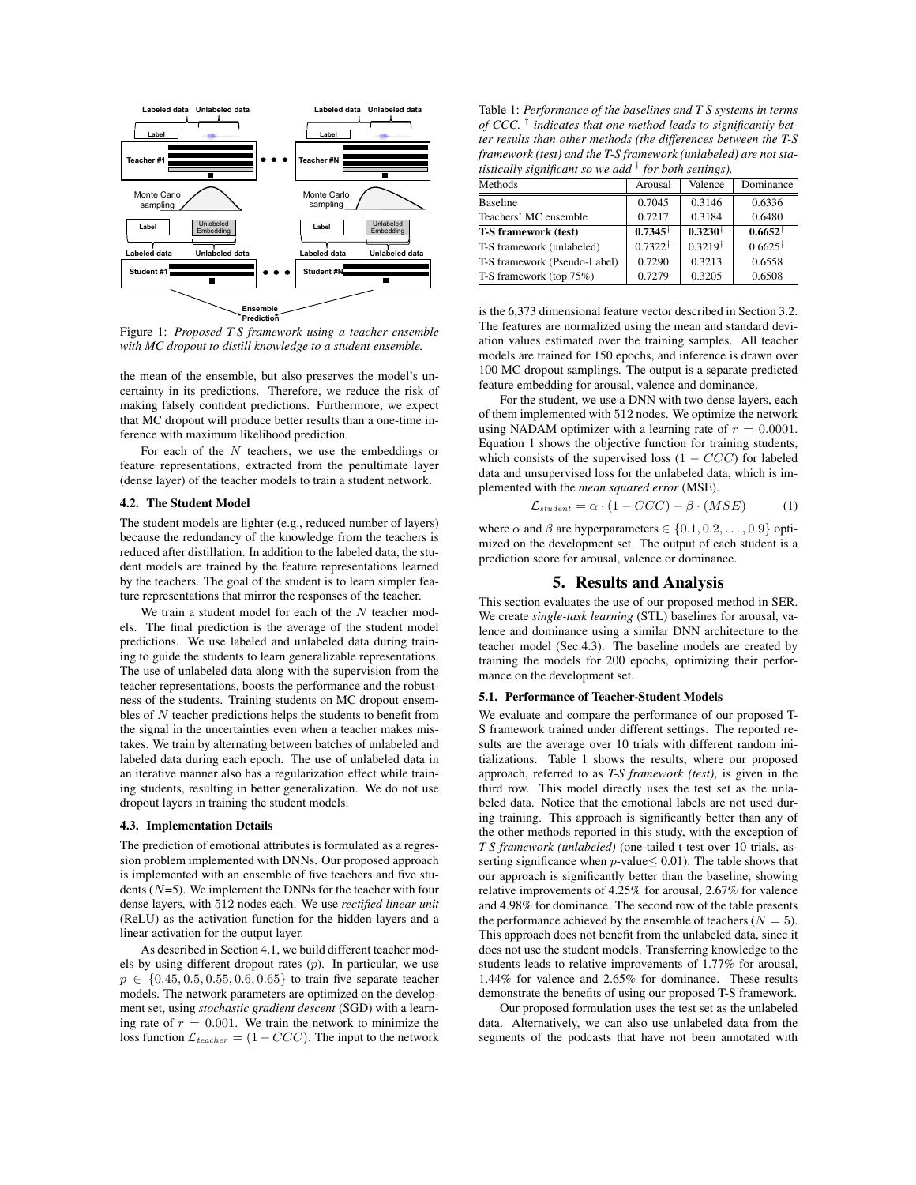Figure 1: *Proposed T-S framework using a teacher ensemble with MC dropout to distill knowledge to a student ensemble.*

the mean of the ensemble, but also preserves the model's uncertainty in its predictions. Therefore, we reduce the risk of making falsely confident predictions. Furthermore, we expect that MC dropout will produce better results than a one-time inference with maximum likelihood prediction.

For each of the $N$ teachers, we use the embeddings or feature representations, extracted from the penultimate layer (dense layer) of the teacher models to train a student network.

### 4.2. The Student Model

The student models are lighter (e.g., reduced number of layers) because the redundancy of the knowledge from the teachers is reduced after distillation. In addition to the labeled data, the student models are trained by the feature representations learned by the teachers. The goal of the student is to learn simpler feature representations that mirror the responses of the teacher.

We train a student model for each of the $N$ teacher models. The final prediction is the average of the student model predictions. We use labeled and unlabeled data during training to guide the students to learn generalizable representations. The use of unlabeled data along with the supervision from the teacher representations, boosts the performance and the robustness of the students. Training students on MC dropout ensembles of $N$ teacher predictions helps the students to benefit from the signal in the uncertainties even when a teacher makes mistakes. We train by alternating between batches of unlabeled and labeled data during each epoch. The use of unlabeled data in an iterative manner also has a regularization effect while training students, resulting in better generalization. We do not use dropout layers in training the student models.

### 4.3. Implementation Details

The prediction of emotional attributes is formulated as a regression problem implemented with DNNs. Our proposed approach is implemented with an ensemble of five teachers and five students ($N$=5). We implement the DNNs for the teacher with four dense layers, with 512 nodes each. We use *rectified linear unit* (ReLU) as the activation function for the hidden layers and a linear activation for the output layer.

As described in Section 4.1, we build different teacher models by using different dropout rates ($p$). In particular, we use $p \in \{0.45, 0.5, 0.55, 0.6, 0.65\}$ to train five separate teacher models. The network parameters are optimized on the development set, using *stochastic gradient descent* (SGD) with a learning rate of $r = 0.001$. We train the network to minimize the loss function $\mathcal{L}_{teacher} = (1 - CCC)$. The input to the network is the 6,373 dimensional feature vector described in Section 3.2. The features are normalized using the mean and standard deviation values estimated over the training samples. All teacher models are trained for 150 epochs, and inference is drawn over 100 MC dropout samplings. The output is a separate predicted feature embedding for arousal, valence and dominance.

For the student, we use a DNN with two dense layers, each of them implemented with 512 nodes. We optimize the network using NADAM optimizer with a learning rate of $r = 0.0001$. Equation 1 shows the objective function for training students, which consists of the supervised loss $(1 - CCC)$ for labeled data and unsupervised loss for the unlabeled data, which is implemented with the *mean squared error* (MSE).

$$\mathcal{L}_{student} = \alpha \cdot (1 - CCC) + \beta \cdot (MSE) \tag{1}$$

where $\alpha$ and $\beta$ are hyperparameters $\in \{0.1, 0.2, \ldots, 0.9\}$ optimized on the development set. The output of each student is a prediction score for arousal, valence or dominance.

## 5. Results and Analysis

This section evaluates the use of our proposed method in SER. We create *single-task learning* (STL) baselines for arousal, valence and dominance using a similar DNN architecture to the teacher model (Sec.4.3). The baseline models are created by training the models for 200 epochs, optimizing their performance on the development set.

### 5.1. Performance of Teacher-Student Models

Table 1: *Performance of the baselines and T-S systems in terms of CCC.* $^{\dagger}$ *indicates that one method leads to significantly better results than other methods (the differences between the T-S framework (test) and the T-S framework (unlabeled) are not statistically significant so we add* $^{\dagger}$ *for both settings).*

| Methods | Arousal | Valence | Dominance |
|---|---|---|---|
| Baseline | 0.7045 | 0.3146 | 0.6336 |
| Teachers' MC ensemble | 0.7217 | 0.3184 | 0.6480 |
| **T-S framework (test)** | **0.7345**$^{\dagger}$ | **0.3230**$^{\dagger}$ | **0.6652**$^{\dagger}$ |
| T-S framework (unlabeled) | 0.7322$^{\dagger}$ | 0.3219$^{\dagger}$ | 0.6625$^{\dagger}$ |
| T-S framework (Pseudo-Label) | 0.7290 | 0.3213 | 0.6558 |
| T-S framework (top 75%) | 0.7279 | 0.3205 | 0.6508 |

We evaluate and compare the performance of our proposed T-S framework trained under different settings. The reported results are the average over 10 trials with different random initializations. Table 1 shows the results, where our proposed approach, referred to as *T-S framework (test)*, is given in the third row. This model directly uses the test set as the unlabeled data. Notice that the emotional labels are not used during training. This approach is significantly better than any of the other methods reported in this study, with the exception of *T-S framework (unlabeled)* (one-tailed t-test over 10 trials, asserting significance when $p$-value$\leq$ 0.01). The table shows that our approach is significantly better than the baseline, showing relative improvements of 4.25% for arousal, 2.67% for valence and 4.98% for dominance. The second row of the table presents the performance achieved by the ensemble of teachers ($N = 5$). This approach does not benefit from the unlabeled data, since it does not use the student models. Transferring knowledge to the students leads to relative improvements of 1.77% for arousal, 1.44% for valence and 2.65% for dominance. These results demonstrate the benefits of using our proposed T-S framework.

Our proposed formulation uses the test set as the unlabeled data. Alternatively, we can also use unlabeled data from the segments of the podcasts that have not been annotated with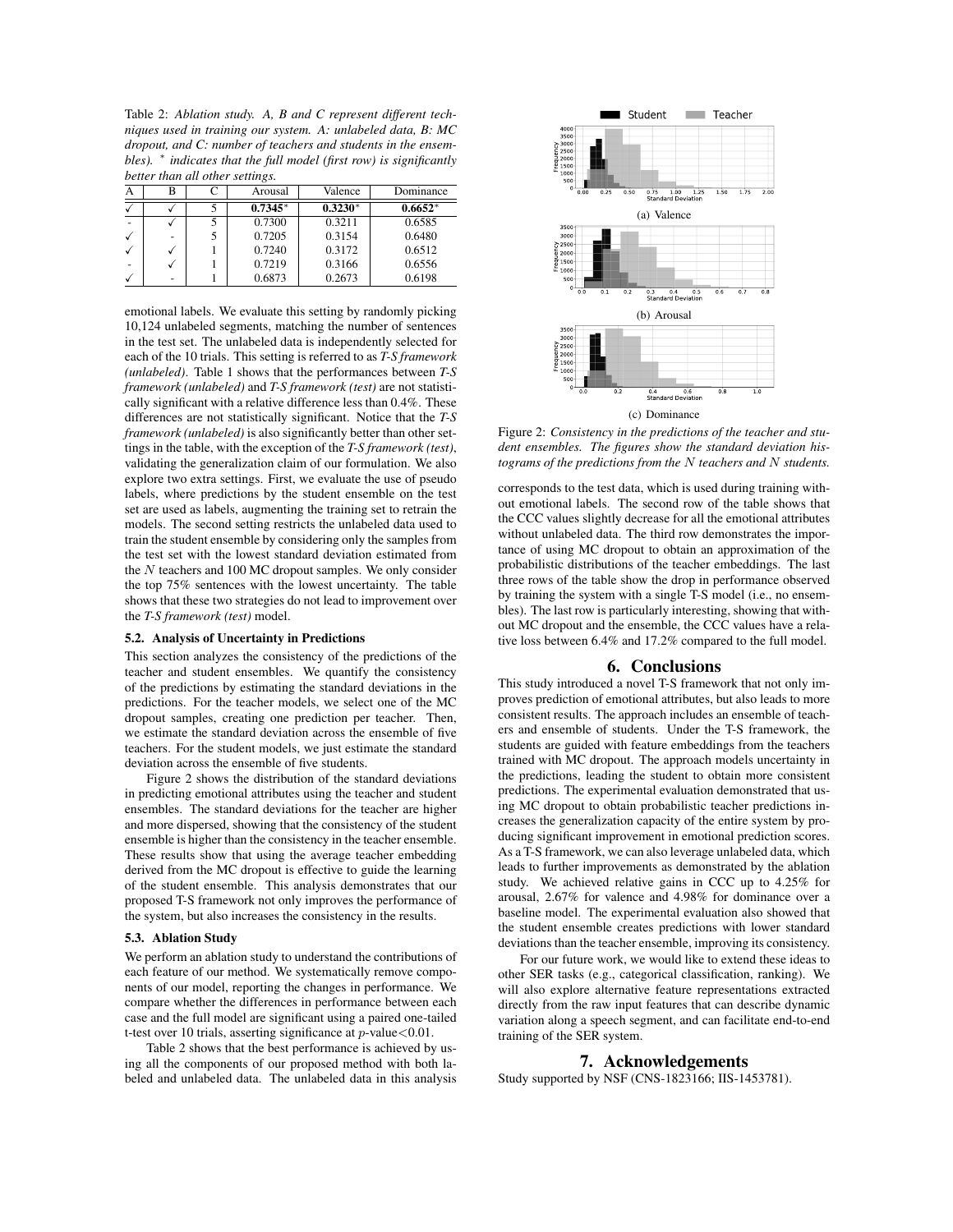Table 2: *Ablation study. A, B and C represent different techniques used in training our system. A: unlabeled data, B: MC dropout, and C: number of teachers and students in the ensembles). * indicates that the full model (first row) is significantly better than all other settings.*

| A | B | C | Arousal | Valence | Dominance |
|---|---|---|---|---|---|
| ✓ | ✓ | 5 | **0.7345*** | **0.3230*** | **0.6652*** |
| - | ✓ | 5 | 0.7300 | 0.3211 | 0.6585 |
| ✓ | - | 5 | 0.7205 | 0.3154 | 0.6480 |
| ✓ | ✓ | 1 | 0.7240 | 0.3172 | 0.6512 |
| - | ✓ | 1 | 0.7219 | 0.3166 | 0.6556 |
| ✓ | - | 1 | 0.6873 | 0.2673 | 0.6198 |

emotional labels. We evaluate this setting by randomly picking 10,124 unlabeled segments, matching the number of sentences in the test set. The unlabeled data is independently selected for each of the 10 trials. This setting is referred to as *T-S framework (unlabeled)*. Table 1 shows that the performances between *T-S framework (unlabeled)* and *T-S framework (test)* are not statistically significant with a relative difference less than 0.4%. These differences are not statistically significant. Notice that the *T-S framework (unlabeled)* is also significantly better than other settings in the table, with the exception of the *T-S framework (test)*, validating the generalization claim of our formulation. We also explore two extra settings. First, we evaluate the use of pseudo labels, where predictions by the student ensemble on the test set are used as labels, augmenting the training set to retrain the models. The second setting restricts the unlabeled data used to train the student ensemble by considering only the samples from the test set with the lowest standard deviation estimated from the $N$ teachers and 100 MC dropout samples. We only consider the top 75% sentences with the lowest uncertainty. The table shows that these two strategies do not lead to improvement over the *T-S framework (test)* model.

### 5.2. Analysis of Uncertainty in Predictions

This section analyzes the consistency of the predictions of the teacher and student ensembles. We quantify the consistency of the predictions by estimating the standard deviations in the predictions. For the teacher models, we select one of the MC dropout samples, creating one prediction per teacher. Then, we estimate the standard deviation across the ensemble of five teachers. For the student models, we just estimate the standard deviation across the ensemble of five students.

Figure 2 shows the distribution of the standard deviations in predicting emotional attributes using the teacher and student ensembles. The standard deviations for the teacher are higher and more dispersed, showing that the consistency of the student ensemble is higher than the consistency in the teacher ensemble. These results show that using the average teacher embedding derived from the MC dropout is effective to guide the learning of the student ensemble. This analysis demonstrates that our proposed T-S framework not only improves the performance of the system, but also increases the consistency in the results.

### 5.3. Ablation Study

We perform an ablation study to understand the contributions of each feature of our method. We systematically remove components of our model, reporting the changes in performance. We compare whether the differences in performance between each case and the full model are significant using a paired one-tailed t-test over 10 trials, asserting significance at $p$-value$<0.01$.

Table 2 shows that the best performance is achieved by using all the components of our proposed method with both labeled and unlabeled data. The unlabeled data in this analysis corresponds to the test data, which is used during training without emotional labels. The second row of the table shows that the CCC values slightly decrease for all the emotional attributes without unlabeled data. The third row demonstrates the importance of using MC dropout to obtain an approximation of the probabilistic distributions of the teacher embeddings. The last three rows of the table show the drop in performance observed by training the system with a single T-S model (i.e., no ensembles). The last row is particularly interesting, showing that without MC dropout and the ensemble, the CCC values have a relative loss between 6.4% and 17.2% compared to the full model.

(a) Valence

(b) Arousal

(c) Dominance

Figure 2: *Consistency in the predictions of the teacher and student ensembles. The figures show the standard deviation histograms of the predictions from the $N$ teachers and $N$ students.*

## 6. Conclusions

This study introduced a novel T-S framework that not only improves prediction of emotional attributes, but also leads to more consistent results. The approach includes an ensemble of teachers and ensemble of students. Under the T-S framework, the students are guided with feature embeddings from the teachers trained with MC dropout. The approach models uncertainty in the predictions, leading the student to obtain more consistent predictions. The experimental evaluation demonstrated that using MC dropout to obtain probabilistic teacher predictions increases the generalization capacity of the entire system by producing significant improvement in emotional prediction scores. As a T-S framework, we can also leverage unlabeled data, which leads to further improvements as demonstrated by the ablation study. We achieved relative gains in CCC up to 4.25% for arousal, 2.67% for valence and 4.98% for dominance over a baseline model. The experimental evaluation also showed that the student ensemble creates predictions with lower standard deviations than the teacher ensemble, improving its consistency.

For our future work, we would like to extend these ideas to other SER tasks (e.g., categorical classification, ranking). We will also explore alternative feature representations extracted directly from the raw input features that can describe dynamic variation along a speech segment, and can facilitate end-to-end training of the SER system.

## 7. Acknowledgements

Study supported by NSF (CNS-1823166; IIS-1453781).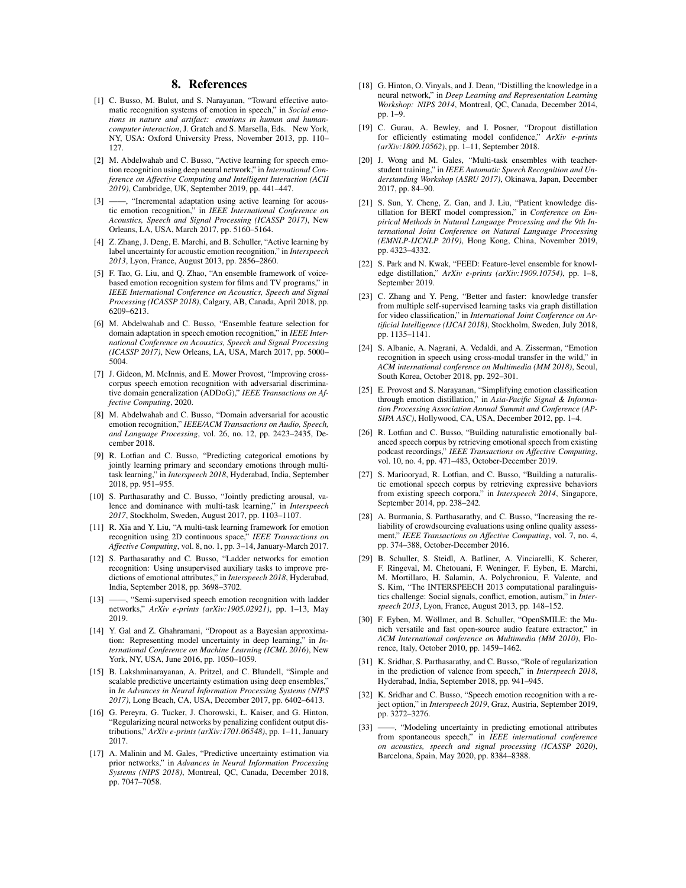# 8. References

[1] C. Busso, M. Bulut, and S. Narayanan, "Toward effective automatic recognition systems of emotion in speech," in *Social emotions in nature and artifact: emotions in human and human-computer interaction*, J. Gratch and S. Marsella, Eds. New York, NY, USA: Oxford University Press, November 2013, pp. 110–127.

[2] M. Abdelwahab and C. Busso, "Active learning for speech emotion recognition using deep neural network," in *International Conference on Affective Computing and Intelligent Interaction (ACII 2019)*, Cambridge, UK, September 2019, pp. 441–447.

[3] ——, "Incremental adaptation using active learning for acoustic emotion recognition," in *IEEE International Conference on Acoustics, Speech and Signal Processing (ICASSP 2017)*, New Orleans, LA, USA, March 2017, pp. 5160–5164.

[4] Z. Zhang, J. Deng, E. Marchi, and B. Schuller, "Active learning by label uncertainty for acoustic emotion recognition," in *Interspeech 2013*, Lyon, France, August 2013, pp. 2856–2860.

[5] F. Tao, G. Liu, and Q. Zhao, "An ensemble framework of voice-based emotion recognition system for films and TV programs," in *IEEE International Conference on Acoustics, Speech and Signal Processing (ICASSP 2018)*, Calgary, AB, Canada, April 2018, pp. 6209–6213.

[6] M. Abdelwahab and C. Busso, "Ensemble feature selection for domain adaptation in speech emotion recognition," in *IEEE International Conference on Acoustics, Speech and Signal Processing (ICASSP 2017)*, New Orleans, LA, USA, March 2017, pp. 5000–5004.

[7] J. Gideon, M. McInnis, and E. Mower Provost, "Improving cross-corpus speech emotion recognition with adversarial discriminative domain generalization (ADDoG)," *IEEE Transactions on Affective Computing*, 2020.

[8] M. Abdelwahab and C. Busso, "Domain adversarial for acoustic emotion recognition," *IEEE/ACM Transactions on Audio, Speech, and Language Processing*, vol. 26, no. 12, pp. 2423–2435, December 2018.

[9] R. Lotfian and C. Busso, "Predicting categorical emotions by jointly learning primary and secondary emotions through multitask learning," in *Interspeech 2018*, Hyderabad, India, September 2018, pp. 951–955.

[10] S. Parthasarathy and C. Busso, "Jointly predicting arousal, valence and dominance with multi-task learning," in *Interspeech 2017*, Stockholm, Sweden, August 2017, pp. 1103–1107.

[11] R. Xia and Y. Liu, "A multi-task learning framework for emotion recognition using 2D continuous space," *IEEE Transactions on Affective Computing*, vol. 8, no. 1, pp. 3–14, January-March 2017.

[12] S. Parthasarathy and C. Busso, "Ladder networks for emotion recognition: Using unsupervised auxiliary tasks to improve predictions of emotional attributes," in *Interspeech 2018*, Hyderabad, India, September 2018, pp. 3698–3702.

[13] ——, "Semi-supervised speech emotion recognition with ladder networks," *ArXiv e-prints (arXiv:1905.02921)*, pp. 1–13, May 2019.

[14] Y. Gal and Z. Ghahramani, "Dropout as a Bayesian approximation: Representing model uncertainty in deep learning," in *International Conference on Machine Learning (ICML 2016)*, New York, NY, USA, June 2016, pp. 1050–1059.

[15] B. Lakshminarayanan, A. Pritzel, and C. Blundell, "Simple and scalable predictive uncertainty estimation using deep ensembles," in *In Advances in Neural Information Processing Systems (NIPS 2017)*, Long Beach, CA, USA, December 2017, pp. 6402–6413.

[16] G. Pereyra, G. Tucker, J. Chorowski, Ł. Kaiser, and G. Hinton, "Regularizing neural networks by penalizing confident output distributions," *ArXiv e-prints (arXiv:1701.06548)*, pp. 1–11, January 2017.

[17] A. Malinin and M. Gales, "Predictive uncertainty estimation via prior networks," in *Advances in Neural Information Processing Systems (NIPS 2018)*, Montreal, QC, Canada, December 2018, pp. 7047–7058.

[18] G. Hinton, O. Vinyals, and J. Dean, "Distilling the knowledge in a neural network," in *Deep Learning and Representation Learning Workshop: NIPS 2014*, Montreal, QC, Canada, December 2014, pp. 1–9.

[19] C. Gurau, A. Bewley, and I. Posner, "Dropout distillation for efficiently estimating model confidence," *ArXiv e-prints (arXiv:1809.10562)*, pp. 1–11, September 2018.

[20] J. Wong and M. Gales, "Multi-task ensembles with teacher-student training," in *IEEE Automatic Speech Recognition and Understanding Workshop (ASRU 2017)*, Okinawa, Japan, December 2017, pp. 84–90.

[21] S. Sun, Y. Cheng, Z. Gan, and J. Liu, "Patient knowledge distillation for BERT model compression," in *Conference on Empirical Methods in Natural Language Processing and the 9th International Joint Conference on Natural Language Processing (EMNLP-IJCNLP 2019)*, Hong Kong, China, November 2019, pp. 4323–4332.

[22] S. Park and N. Kwak, "FEED: Feature-level ensemble for knowledge distillation," *ArXiv e-prints (arXiv:1909.10754)*, pp. 1–8, September 2019.

[23] C. Zhang and Y. Peng, "Better and faster: knowledge transfer from multiple self-supervised learning tasks via graph distillation for video classification," in *International Joint Conference on Artificial Intelligence (IJCAI 2018)*, Stockholm, Sweden, July 2018, pp. 1135–1141.

[24] S. Albanie, A. Nagrani, A. Vedaldi, and A. Zisserman, "Emotion recognition in speech using cross-modal transfer in the wild," in *ACM international conference on Multimedia (MM 2018)*, Seoul, South Korea, October 2018, pp. 292–301.

[25] E. Provost and S. Narayanan, "Simplifying emotion classification through emotion distillation," in *Asia-Pacific Signal & Information Processing Association Annual Summit and Conference (APSIPA ASC)*, Hollywood, CA, USA, December 2012, pp. 1–4.

[26] R. Lotfian and C. Busso, "Building naturalistic emotionally balanced speech corpus by retrieving emotional speech from existing podcast recordings," *IEEE Transactions on Affective Computing*, vol. 10, no. 4, pp. 471–483, October-December 2019.

[27] S. Mariooryad, R. Lotfian, and C. Busso, "Building a naturalistic emotional speech corpus by retrieving expressive behaviors from existing speech corpora," in *Interspeech 2014*, Singapore, September 2014, pp. 238–242.

[28] A. Burmania, S. Parthasarathy, and C. Busso, "Increasing the reliability of crowdsourcing evaluations using online quality assessment," *IEEE Transactions on Affective Computing*, vol. 7, no. 4, pp. 374–388, October-December 2016.

[29] B. Schuller, S. Steidl, A. Batliner, A. Vinciarelli, K. Scherer, F. Ringeval, M. Chetouani, F. Weninger, F. Eyben, E. Marchi, M. Mortillaro, H. Salamin, A. Polychroniou, F. Valente, and S. Kim, "The INTERSPEECH 2013 computational paralinguistics challenge: Social signals, conflict, emotion, autism," in *Interspeech 2013*, Lyon, France, August 2013, pp. 148–152.

[30] F. Eyben, M. Wöllmer, and B. Schuller, "OpenSMILE: the Munich versatile and fast open-source audio feature extractor," in *ACM International conference on Multimedia (MM 2010)*, Florence, Italy, October 2010, pp. 1459–1462.

[31] K. Sridhar, S. Parthasarathy, and C. Busso, "Role of regularization in the prediction of valence from speech," in *Interspeech 2018*, Hyderabad, India, September 2018, pp. 941–945.

[32] K. Sridhar and C. Busso, "Speech emotion recognition with a reject option," in *Interspeech 2019*, Graz, Austria, September 2019, pp. 3272–3276.

[33] ——, "Modeling uncertainty in predicting emotional attributes from spontaneous speech," in *IEEE international conference on acoustics, speech and signal processing (ICASSP 2020)*, Barcelona, Spain, May 2020, pp. 8384–8388.